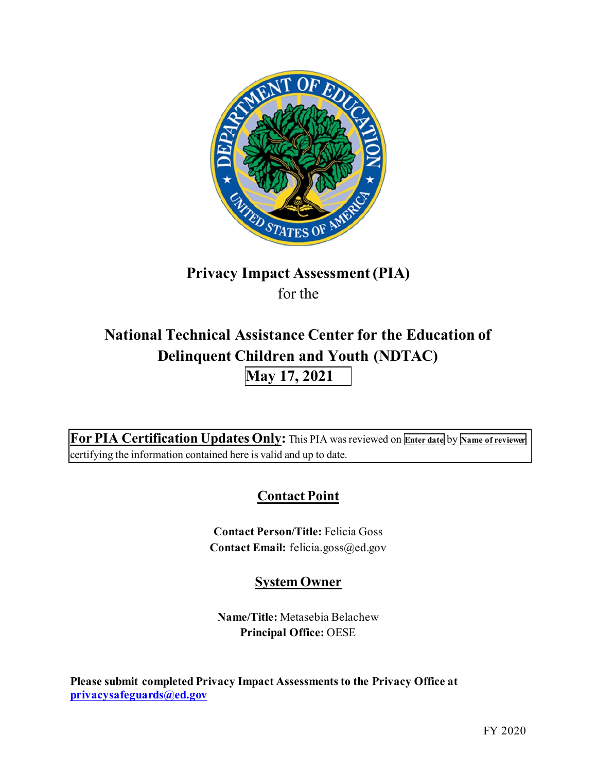# Privacy Impact Assessment (PIA)

for the

# National Technical Assistance Center for the Education of Delinquent Children and Youth (NDTAC)

**May 17, 2021**

**For PIA Certification Updates Only:** This PIA was reviewed on **Enter date** by **Name of reviewer** certifying the information contained here is valid and up to date.

## Contact Point

**Contact Person/Title:** Felicia Goss
**Contact Email:** felicia.goss@ed.gov

## System Owner

**Name/Title:** Metasebia Belachew
**Principal Office:** OESE

**Please submit completed Privacy Impact Assessments to the Privacy Office at [privacysafeguards@ed.gov](mailto:privacysafeguards@ed.gov)**

FY 2020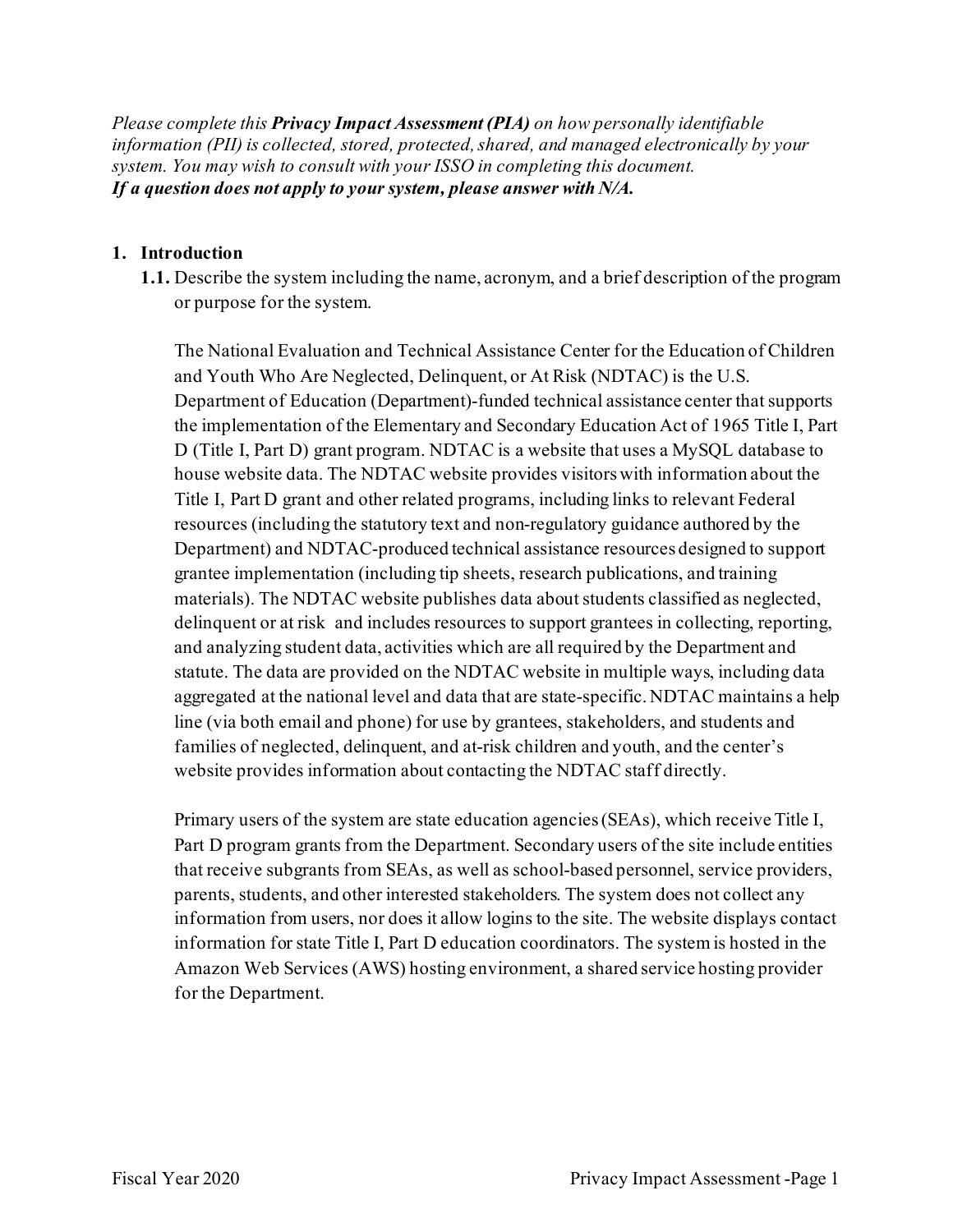*Please complete this **Privacy Impact Assessment (PIA)** on how personally identifiable information (PII) is collected, stored, protected, shared, and managed electronically by your system. You may wish to consult with your ISSO in completing this document.*
***If a question does not apply to your system, please answer with N/A.***

**1. Introduction**

**1.1.** Describe the system including the name, acronym, and a brief description of the program or purpose for the system.

The National Evaluation and Technical Assistance Center for the Education of Children and Youth Who Are Neglected, Delinquent, or At Risk (NDTAC) is the U.S. Department of Education (Department)-funded technical assistance center that supports the implementation of the Elementary and Secondary Education Act of 1965 Title I, Part D (Title I, Part D) grant program. NDTAC is a website that uses a MySQL database to house website data. The NDTAC website provides visitors with information about the Title I, Part D grant and other related programs, including links to relevant Federal resources (including the statutory text and non-regulatory guidance authored by the Department) and NDTAC-produced technical assistance resources designed to support grantee implementation (including tip sheets, research publications, and training materials). The NDTAC website publishes data about students classified as neglected, delinquent or at risk and includes resources to support grantees in collecting, reporting, and analyzing student data, activities which are all required by the Department and statute. The data are provided on the NDTAC website in multiple ways, including data aggregated at the national level and data that are state-specific. NDTAC maintains a help line (via both email and phone) for use by grantees, stakeholders, and students and families of neglected, delinquent, and at-risk children and youth, and the center's website provides information about contacting the NDTAC staff directly.

Primary users of the system are state education agencies (SEAs), which receive Title I, Part D program grants from the Department. Secondary users of the site include entities that receive subgrants from SEAs, as well as school-based personnel, service providers, parents, students, and other interested stakeholders. The system does not collect any information from users, nor does it allow logins to the site. The website displays contact information for state Title I, Part D education coordinators. The system is hosted in the Amazon Web Services (AWS) hosting environment, a shared service hosting provider for the Department.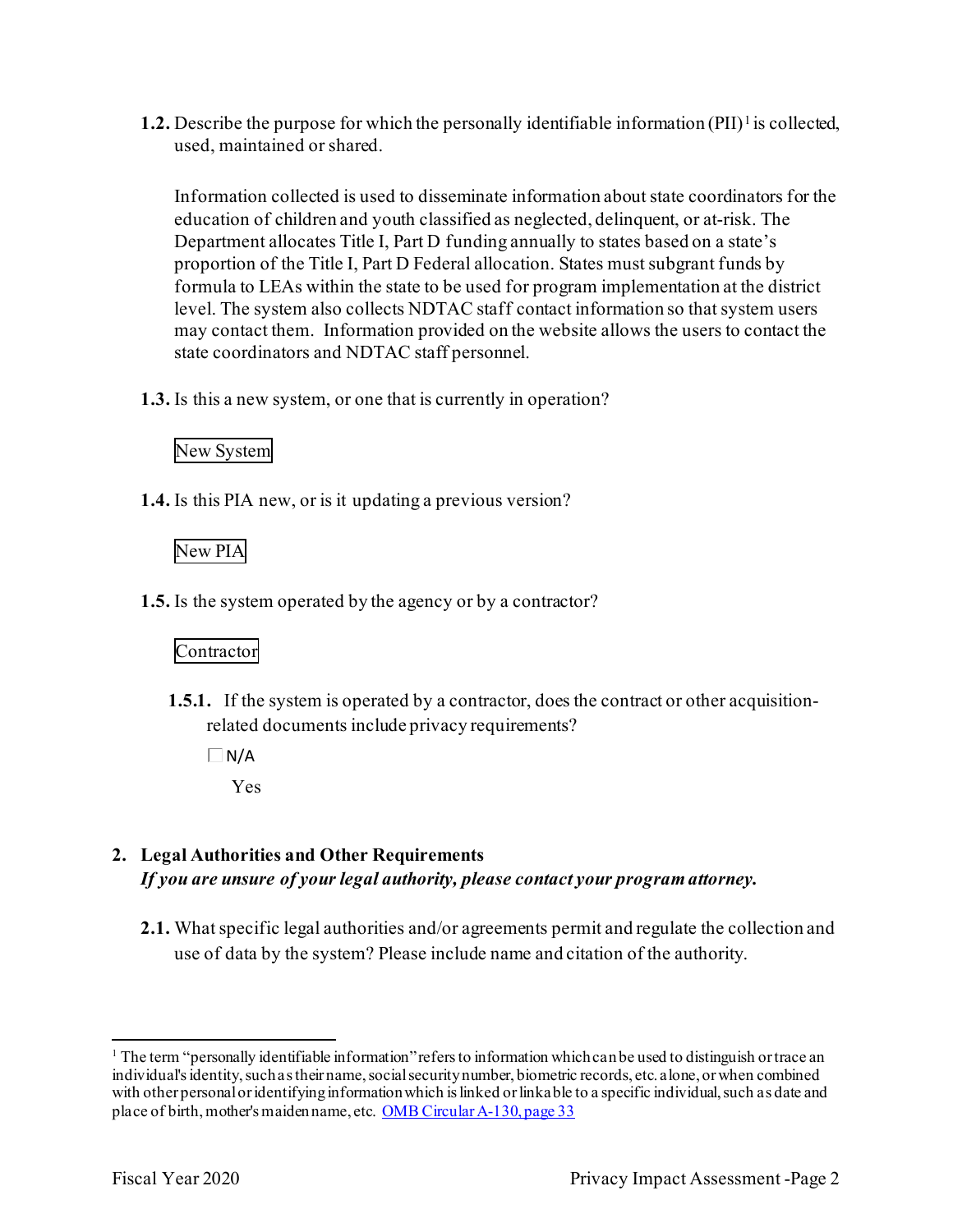**1.2.** Describe the purpose for which the personally identifiable information (PII)[1] is collected, used, maintained or shared.

Information collected is used to disseminate information about state coordinators for the education of children and youth classified as neglected, delinquent, or at-risk. The Department allocates Title I, Part D funding annually to states based on a state's proportion of the Title I, Part D Federal allocation. States must subgrant funds by formula to LEAs within the state to be used for program implementation at the district level. The system also collects NDTAC staff contact information so that system users may contact them. Information provided on the website allows the users to contact the state coordinators and NDTAC staff personnel.

**1.3.** Is this a new system, or one that is currently in operation?

New System

**1.4.** Is this PIA new, or is it updating a previous version?

New PIA

**1.5.** Is the system operated by the agency or by a contractor?

Contractor

**1.5.1.** If the system is operated by a contractor, does the contract or other acquisition-related documents include privacy requirements?

☐ N/A

Yes

## 2. Legal Authorities and Other Requirements

***If you are unsure of your legal authority, please contact your program attorney.***

**2.1.** What specific legal authorities and/or agreements permit and regulate the collection and use of data by the system? Please include name and citation of the authority.

[1] The term "personally identifiable information" refers to information which can be used to distinguish or trace an individual's identity, such as their name, social security number, biometric records, etc. alone, or when combined with other personal or identifying information which is linked or linkable to a specific individual, such as date and place of birth, mother's maiden name, etc. OMB Circular A-130, page 33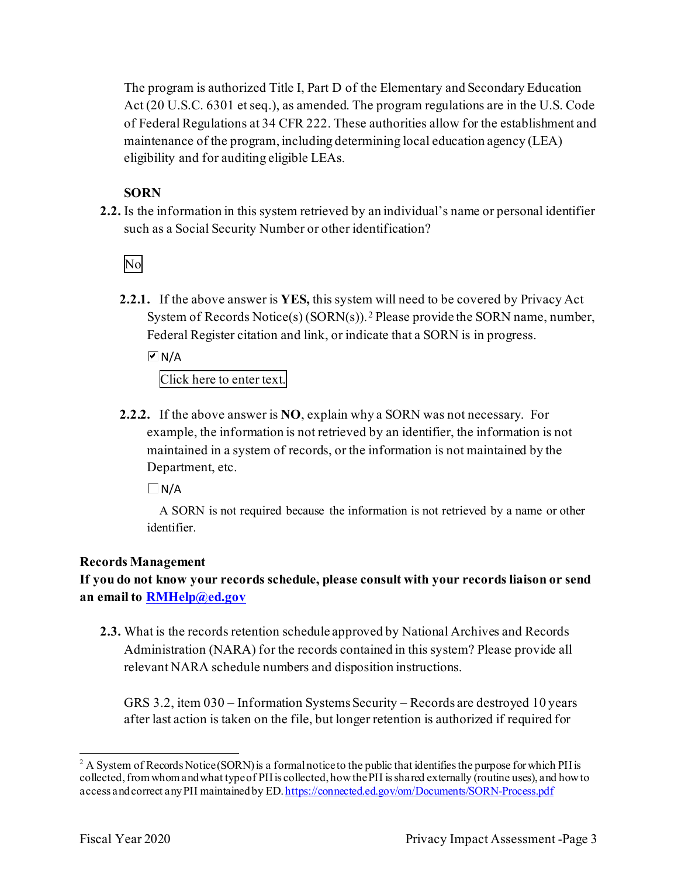The program is authorized Title I, Part D of the Elementary and Secondary Education Act (20 U.S.C. 6301 et seq.), as amended. The program regulations are in the U.S. Code of Federal Regulations at 34 CFR 222. These authorities allow for the establishment and maintenance of the program, including determining local education agency (LEA) eligibility and for auditing eligible LEAs.

**SORN**

**2.2.** Is the information in this system retrieved by an individual's name or personal identifier such as a Social Security Number or other identification?

No

**2.2.1.** If the above answer is **YES,** this system will need to be covered by Privacy Act System of Records Notice(s) (SORN(s)).[2] Please provide the SORN name, number, Federal Register citation and link, or indicate that a SORN is in progress.

☑ N/A

Click here to enter text.

**2.2.2.** If the above answer is **NO**, explain why a SORN was not necessary. For example, the information is not retrieved by an identifier, the information is not maintained in a system of records, or the information is not maintained by the Department, etc.

☐ N/A

A SORN is not required because the information is not retrieved by a name or other identifier.

**Records Management**

**If you do not know your records schedule, please consult with your records liaison or send an email to [RMHelp@ed.gov](mailto:RMHelp@ed.gov)**

**2.3.** What is the records retention schedule approved by National Archives and Records Administration (NARA) for the records contained in this system? Please provide all relevant NARA schedule numbers and disposition instructions.

GRS 3.2, item 030 – Information Systems Security – Records are destroyed 10 years after last action is taken on the file, but longer retention is authorized if required for

---

[2] A System of Records Notice (SORN) is a formal notice to the public that identifies the purpose for which PII is collected, from whom and what type of PII is collected, how the PII is shared externally (routine uses), and how to access and correct any PII maintained by ED. https://connected.ed.gov/om/Documents/SORN-Process.pdf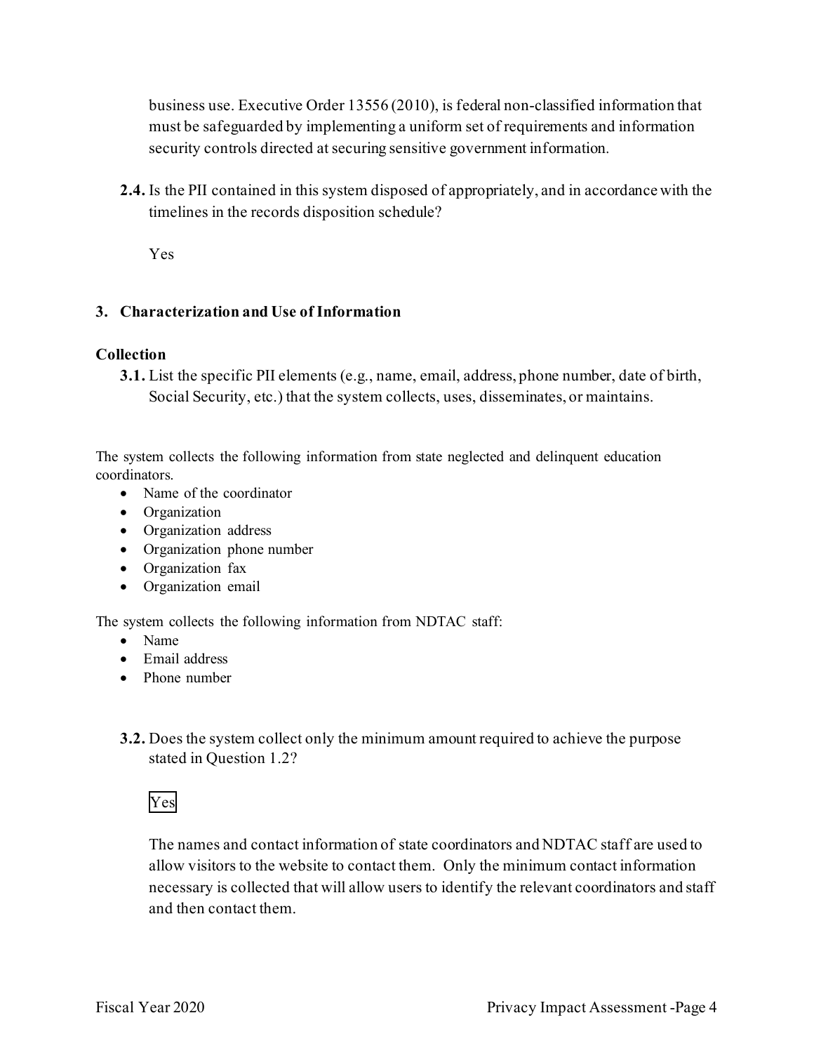business use. Executive Order 13556 (2010), is federal non-classified information that must be safeguarded by implementing a uniform set of requirements and information security controls directed at securing sensitive government information.

**2.4.** Is the PII contained in this system disposed of appropriately, and in accordance with the timelines in the records disposition schedule?

Yes

## 3. Characterization and Use of Information

### Collection

**3.1.** List the specific PII elements (e.g., name, email, address, phone number, date of birth, Social Security, etc.) that the system collects, uses, disseminates, or maintains.

The system collects the following information from state neglected and delinquent education coordinators.

- Name of the coordinator
- Organization
- Organization address
- Organization phone number
- Organization fax
- Organization email

The system collects the following information from NDTAC staff:

- Name
- Email address
- Phone number

**3.2.** Does the system collect only the minimum amount required to achieve the purpose stated in Question 1.2?

Yes

The names and contact information of state coordinators and NDTAC staff are used to allow visitors to the website to contact them. Only the minimum contact information necessary is collected that will allow users to identify the relevant coordinators and staff and then contact them.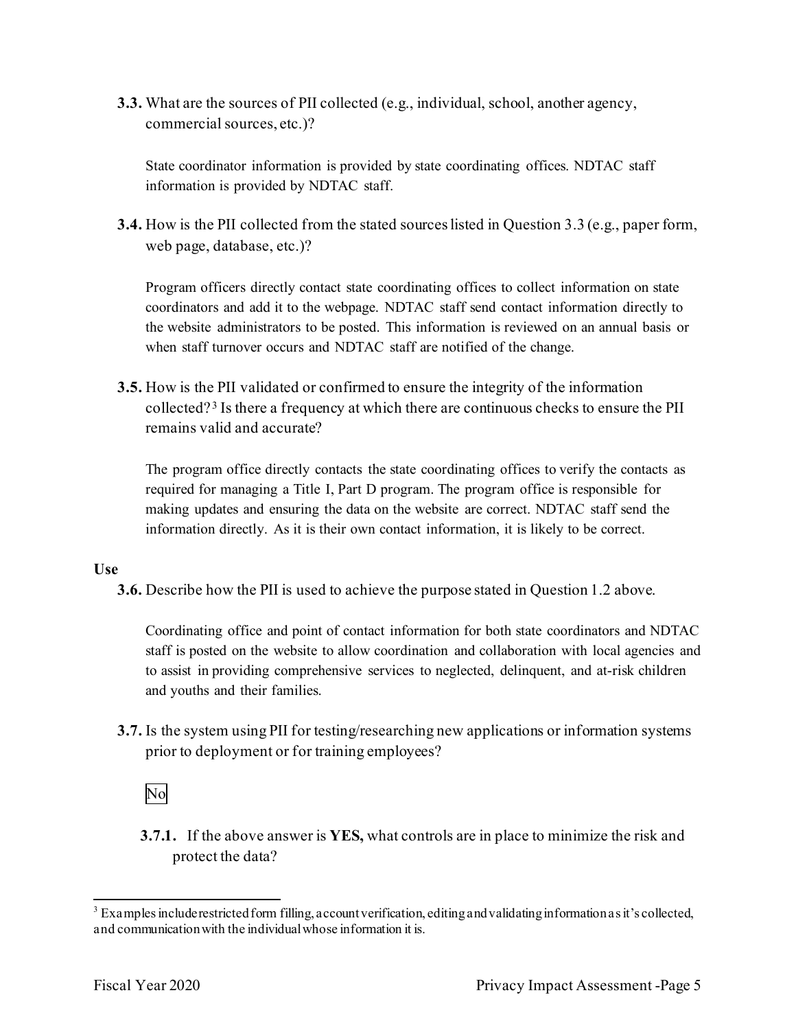**3.3.** What are the sources of PII collected (e.g., individual, school, another agency, commercial sources, etc.)?

State coordinator information is provided by state coordinating offices. NDTAC staff information is provided by NDTAC staff.

**3.4.** How is the PII collected from the stated sources listed in Question 3.3 (e.g., paper form, web page, database, etc.)?

Program officers directly contact state coordinating offices to collect information on state coordinators and add it to the webpage. NDTAC staff send contact information directly to the website administrators to be posted. This information is reviewed on an annual basis or when staff turnover occurs and NDTAC staff are notified of the change.

**3.5.** How is the PII validated or confirmed to ensure the integrity of the information collected?[3] Is there a frequency at which there are continuous checks to ensure the PII remains valid and accurate?

The program office directly contacts the state coordinating offices to verify the contacts as required for managing a Title I, Part D program. The program office is responsible for making updates and ensuring the data on the website are correct. NDTAC staff send the information directly. As it is their own contact information, it is likely to be correct.

**Use**

**3.6.** Describe how the PII is used to achieve the purpose stated in Question 1.2 above.

Coordinating office and point of contact information for both state coordinators and NDTAC staff is posted on the website to allow coordination and collaboration with local agencies and to assist in providing comprehensive services to neglected, delinquent, and at-risk children and youths and their families.

**3.7.** Is the system using PII for testing/researching new applications or information systems prior to deployment or for training employees?

No

**3.7.1.** If the above answer is **YES,** what controls are in place to minimize the risk and protect the data?

[3] Examples include restricted form filling, account verification, editing and validating information as it's collected, and communication with the individual whose information it is.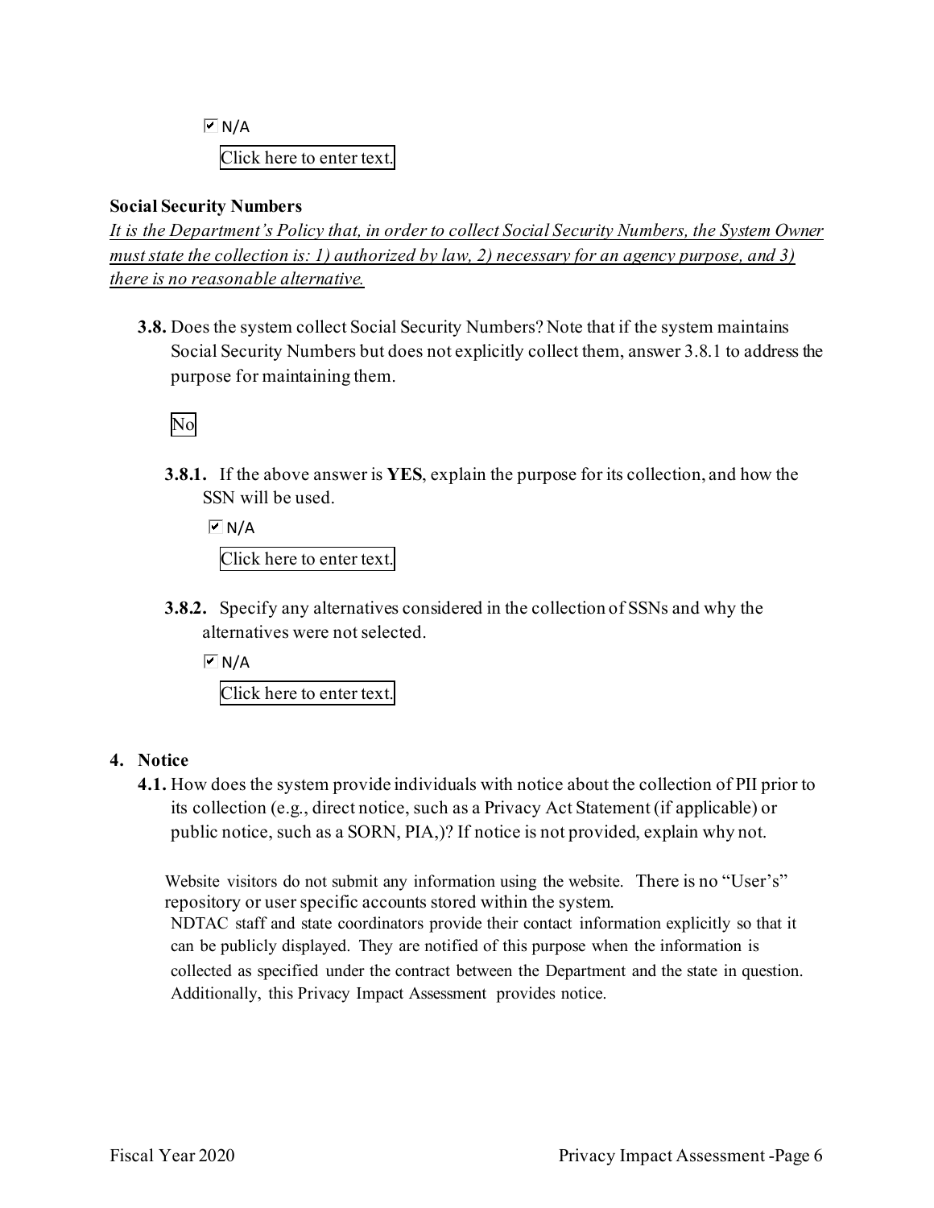☑ N/A

Click here to enter text.

**Social Security Numbers**

*It is the Department's Policy that, in order to collect Social Security Numbers, the System Owner must state the collection is: 1) authorized by law, 2) necessary for an agency purpose, and 3) there is no reasonable alternative.*

**3.8.** Does the system collect Social Security Numbers? Note that if the system maintains Social Security Numbers but does not explicitly collect them, answer 3.8.1 to address the purpose for maintaining them.

No

**3.8.1.** If the above answer is **YES**, explain the purpose for its collection, and how the SSN will be used.

☑ N/A

Click here to enter text.

**3.8.2.** Specify any alternatives considered in the collection of SSNs and why the alternatives were not selected.

☑ N/A

Click here to enter text.

## 4. Notice

**4.1.** How does the system provide individuals with notice about the collection of PII prior to its collection (e.g., direct notice, such as a Privacy Act Statement (if applicable) or public notice, such as a SORN, PIA,)? If notice is not provided, explain why not.

Website visitors do not submit any information using the website. There is no "User's" repository or user specific accounts stored within the system.

NDTAC staff and state coordinators provide their contact information explicitly so that it can be publicly displayed. They are notified of this purpose when the information is collected as specified under the contract between the Department and the state in question. Additionally, this Privacy Impact Assessment provides notice.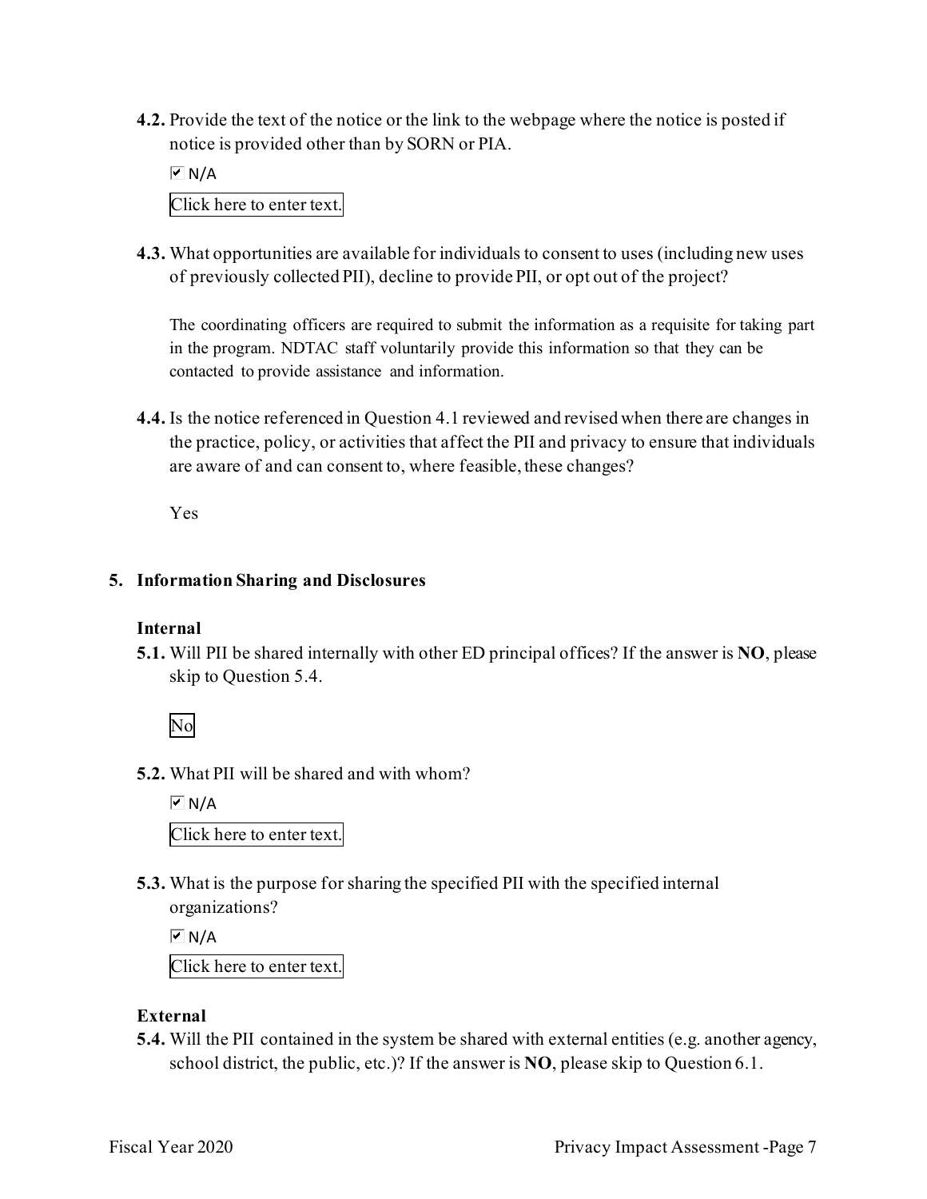**4.2.** Provide the text of the notice or the link to the webpage where the notice is posted if notice is provided other than by SORN or PIA.

☑ N/A

Click here to enter text.

**4.3.** What opportunities are available for individuals to consent to uses (including new uses of previously collected PII), decline to provide PII, or opt out of the project?

The coordinating officers are required to submit the information as a requisite for taking part in the program. NDTAC staff voluntarily provide this information so that they can be contacted to provide assistance and information.

**4.4.** Is the notice referenced in Question 4.1 reviewed and revised when there are changes in the practice, policy, or activities that affect the PII and privacy to ensure that individuals are aware of and can consent to, where feasible, these changes?

Yes

## 5. Information Sharing and Disclosures

### Internal

**5.1.** Will PII be shared internally with other ED principal offices? If the answer is **NO**, please skip to Question 5.4.

No

**5.2.** What PII will be shared and with whom?

☑ N/A

Click here to enter text.

**5.3.** What is the purpose for sharing the specified PII with the specified internal organizations?

☑ N/A

Click here to enter text.

### External

**5.4.** Will the PII contained in the system be shared with external entities (e.g. another agency, school district, the public, etc.)? If the answer is **NO**, please skip to Question 6.1.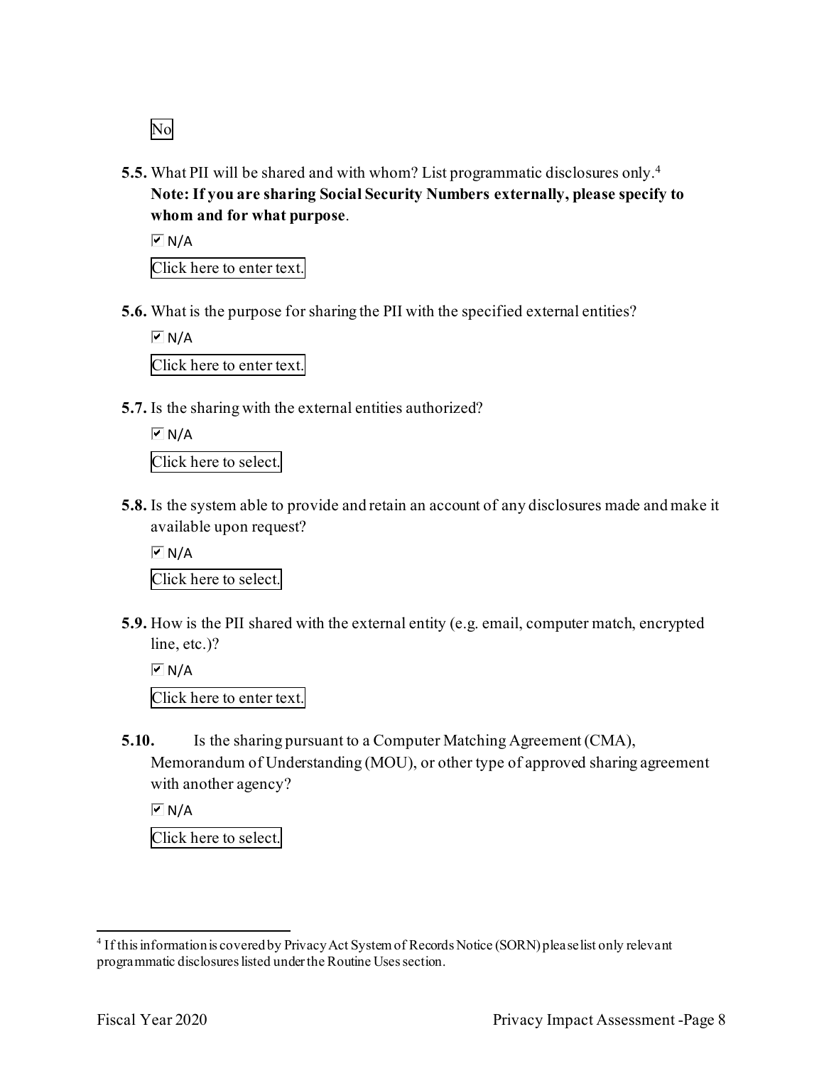No

**5.5.** What PII will be shared and with whom? List programmatic disclosures only.[4]
**Note: If you are sharing Social Security Numbers externally, please specify to whom and for what purpose**.

☑ N/A

Click here to enter text.

**5.6.** What is the purpose for sharing the PII with the specified external entities?

☑ N/A

Click here to enter text.

**5.7.** Is the sharing with the external entities authorized?

☑ N/A

Click here to select.

**5.8.** Is the system able to provide and retain an account of any disclosures made and make it available upon request?

☑ N/A

Click here to select.

**5.9.** How is the PII shared with the external entity (e.g. email, computer match, encrypted line, etc.)?

☑ N/A

Click here to enter text.

**5.10.** Is the sharing pursuant to a Computer Matching Agreement (CMA), Memorandum of Understanding (MOU), or other type of approved sharing agreement with another agency?

☑ N/A

Click here to select.

---

[4] If this information is covered by Privacy Act System of Records Notice (SORN) please list only relevant programmatic disclosures listed under the Routine Uses section.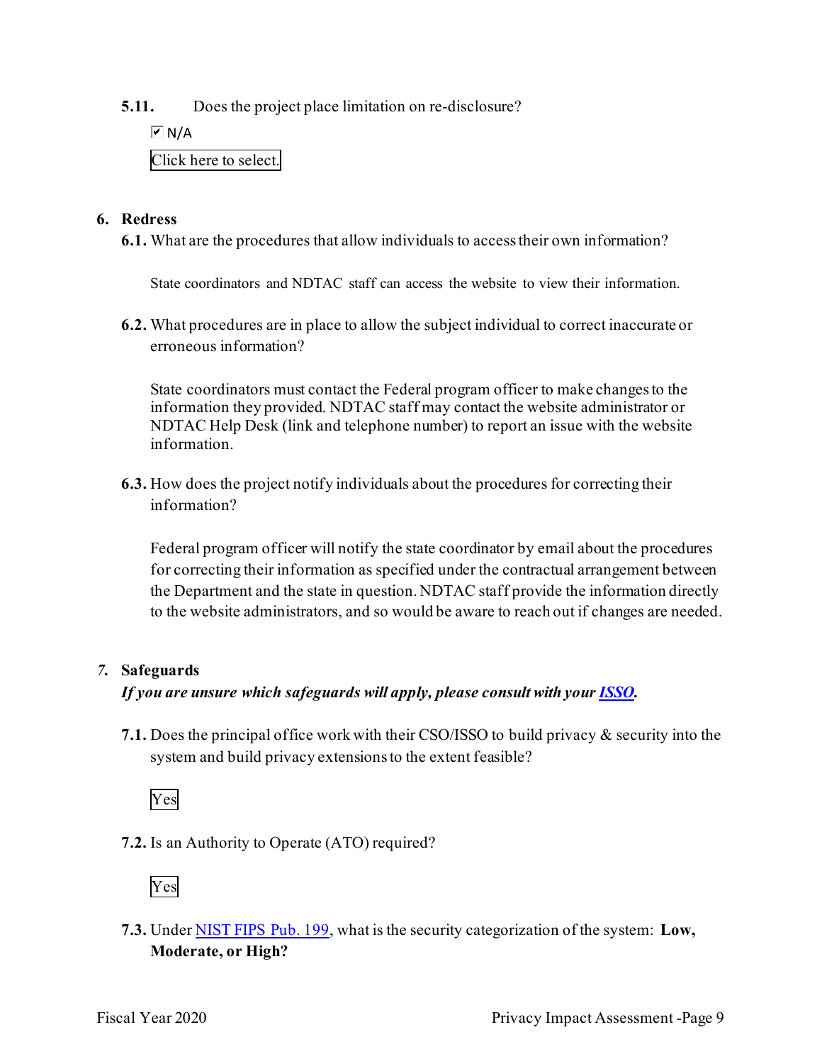**5.11.** Does the project place limitation on re-disclosure?

☑ N/A

Click here to select.

## 6. Redress

**6.1.** What are the procedures that allow individuals to access their own information?

State coordinators and NDTAC staff can access the website to view their information.

**6.2.** What procedures are in place to allow the subject individual to correct inaccurate or erroneous information?

State coordinators must contact the Federal program officer to make changes to the information they provided. NDTAC staff may contact the website administrator or NDTAC Help Desk (link and telephone number) to report an issue with the website information.

**6.3.** How does the project notify individuals about the procedures for correcting their information?

Federal program officer will notify the state coordinator by email about the procedures for correcting their information as specified under the contractual arrangement between the Department and the state in question. NDTAC staff provide the information directly to the website administrators, and so would be aware to reach out if changes are needed.

## *7.* Safeguards

***If you are unsure which safeguards will apply, please consult with your ISSO.***

**7.1.** Does the principal office work with their CSO/ISSO to build privacy & security into the system and build privacy extensions to the extent feasible?

Yes

**7.2.** Is an Authority to Operate (ATO) required?

Yes

**7.3.** Under NIST FIPS Pub. 199, what is the security categorization of the system: **Low, Moderate, or High?**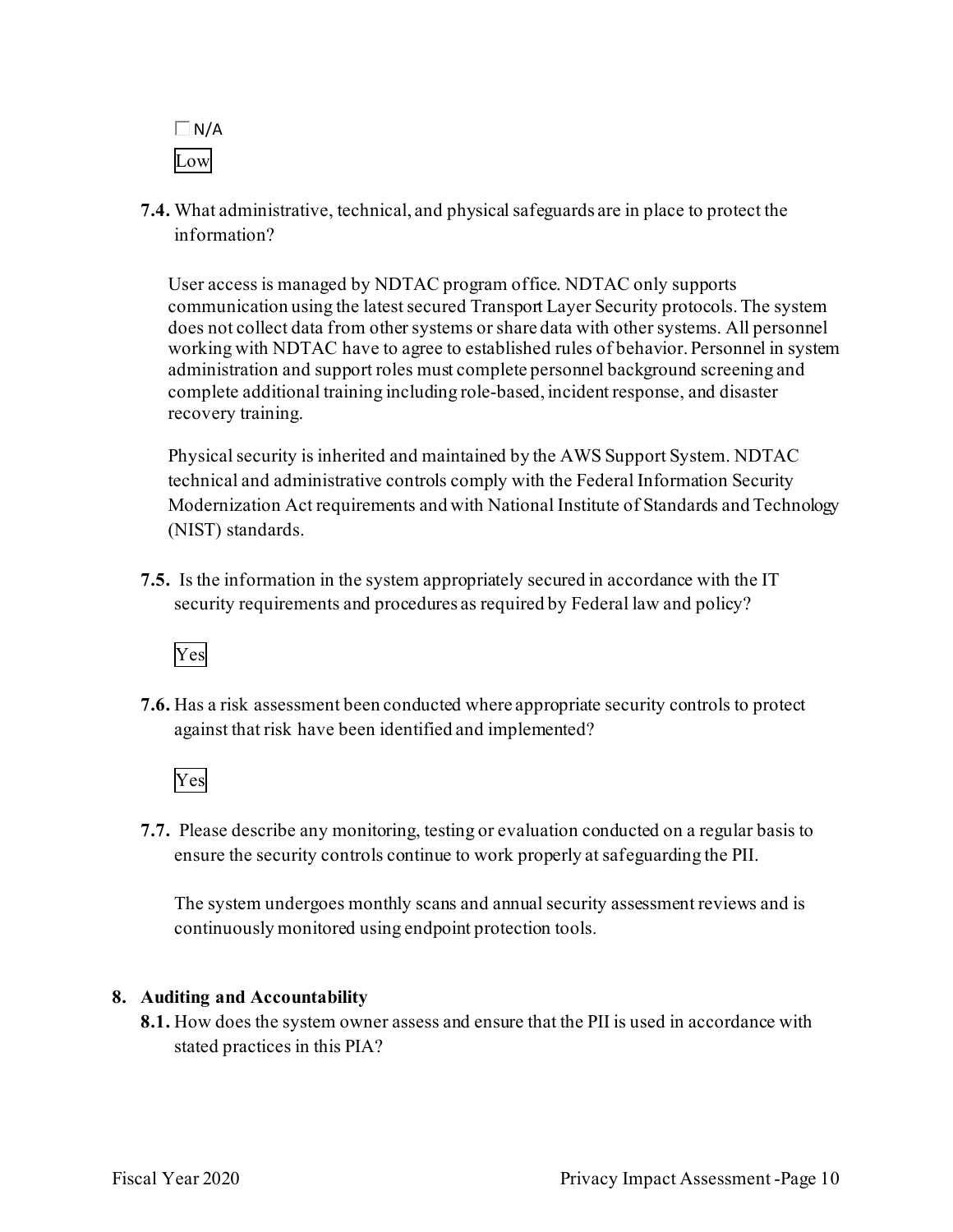☐ N/A

Low

**7.4.** What administrative, technical, and physical safeguards are in place to protect the information?

User access is managed by NDTAC program office. NDTAC only supports communication using the latest secured Transport Layer Security protocols. The system does not collect data from other systems or share data with other systems. All personnel working with NDTAC have to agree to established rules of behavior. Personnel in system administration and support roles must complete personnel background screening and complete additional training including role-based, incident response, and disaster recovery training.

Physical security is inherited and maintained by the AWS Support System. NDTAC technical and administrative controls comply with the Federal Information Security Modernization Act requirements and with National Institute of Standards and Technology (NIST) standards.

**7.5.** Is the information in the system appropriately secured in accordance with the IT security requirements and procedures as required by Federal law and policy?

Yes

**7.6.** Has a risk assessment been conducted where appropriate security controls to protect against that risk have been identified and implemented?

Yes

**7.7.** Please describe any monitoring, testing or evaluation conducted on a regular basis to ensure the security controls continue to work properly at safeguarding the PII.

The system undergoes monthly scans and annual security assessment reviews and is continuously monitored using endpoint protection tools.

**8. Auditing and Accountability**

**8.1.** How does the system owner assess and ensure that the PII is used in accordance with stated practices in this PIA?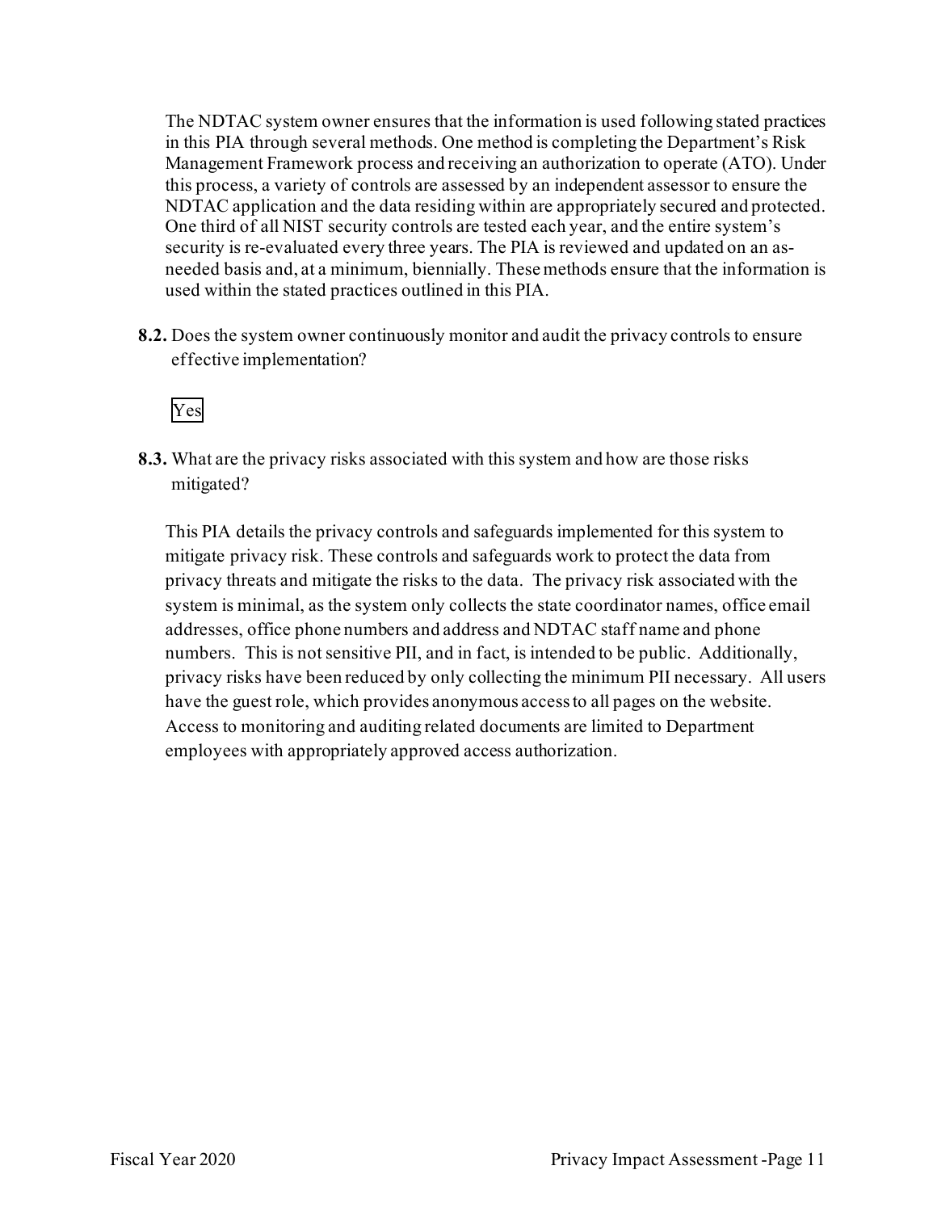The NDTAC system owner ensures that the information is used following stated practices in this PIA through several methods. One method is completing the Department's Risk Management Framework process and receiving an authorization to operate (ATO). Under this process, a variety of controls are assessed by an independent assessor to ensure the NDTAC application and the data residing within are appropriately secured and protected. One third of all NIST security controls are tested each year, and the entire system's security is re-evaluated every three years. The PIA is reviewed and updated on an as-needed basis and, at a minimum, biennially. These methods ensure that the information is used within the stated practices outlined in this PIA.

**8.2.** Does the system owner continuously monitor and audit the privacy controls to ensure effective implementation?

Yes

**8.3.** What are the privacy risks associated with this system and how are those risks mitigated?

This PIA details the privacy controls and safeguards implemented for this system to mitigate privacy risk. These controls and safeguards work to protect the data from privacy threats and mitigate the risks to the data. The privacy risk associated with the system is minimal, as the system only collects the state coordinator names, office email addresses, office phone numbers and address and NDTAC staff name and phone numbers. This is not sensitive PII, and in fact, is intended to be public. Additionally, privacy risks have been reduced by only collecting the minimum PII necessary. All users have the guest role, which provides anonymous access to all pages on the website. Access to monitoring and auditing related documents are limited to Department employees with appropriately approved access authorization.